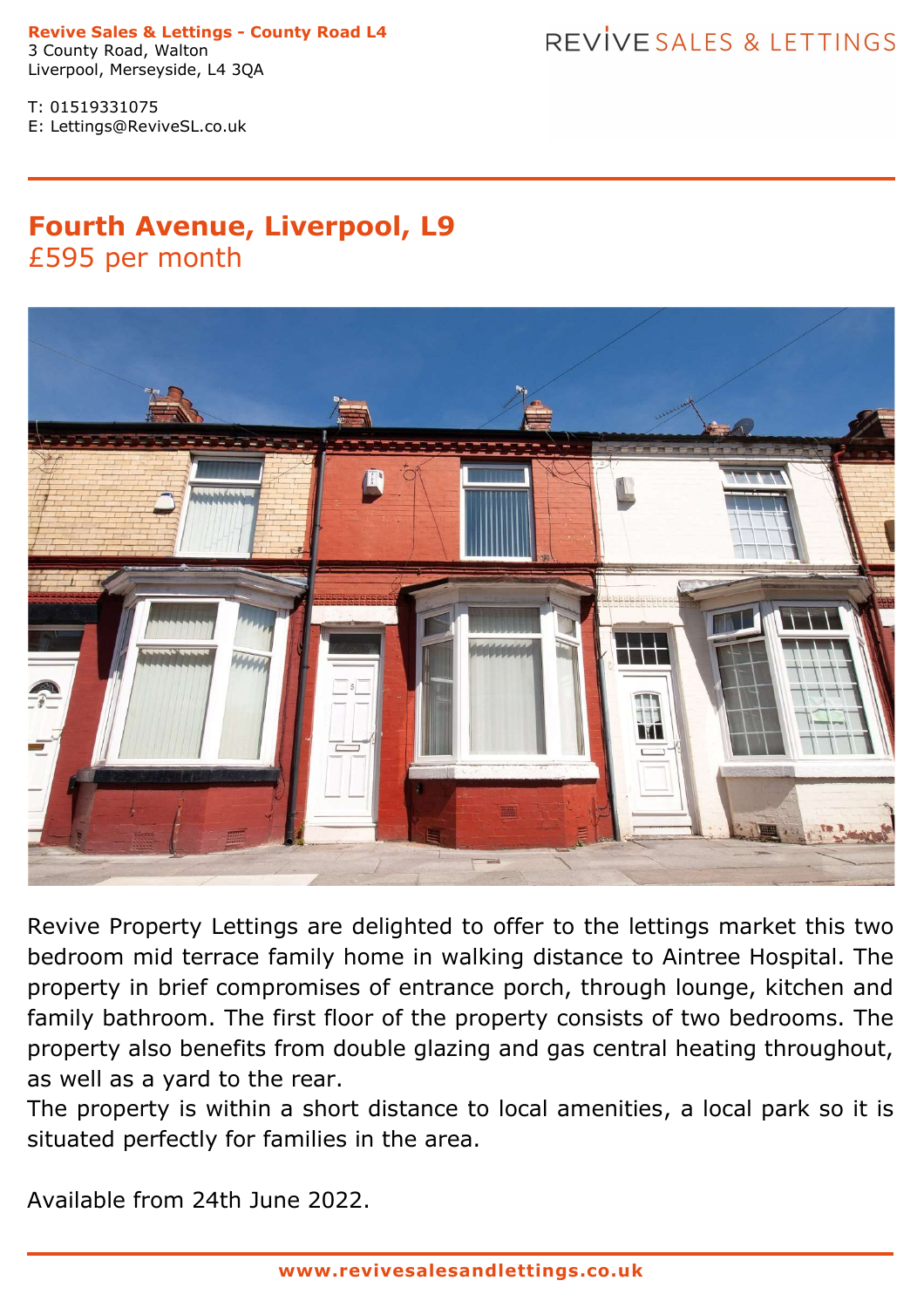**Revive Sales & Lettings - County Road L4**
3 County Road, Walton
Liverpool, Merseyside, L4 3QA

T: 01519331075
E: Lettings@ReviveSL.co.uk

REVIVE SALES & LETTINGS

# Fourth Avenue, Liverpool, L9

£595 per month

Revive Property Lettings are delighted to offer to the lettings market this two bedroom mid terrace family home in walking distance to Aintree Hospital. The property in brief compromises of entrance porch, through lounge, kitchen and family bathroom. The first floor of the property consists of two bedrooms. The property also benefits from double glazing and gas central heating throughout, as well as a yard to the rear.
The property is within a short distance to local amenities, a local park so it is situated perfectly for families in the area.

Available from 24th June 2022.

**www.revivesalesandlettings.co.uk**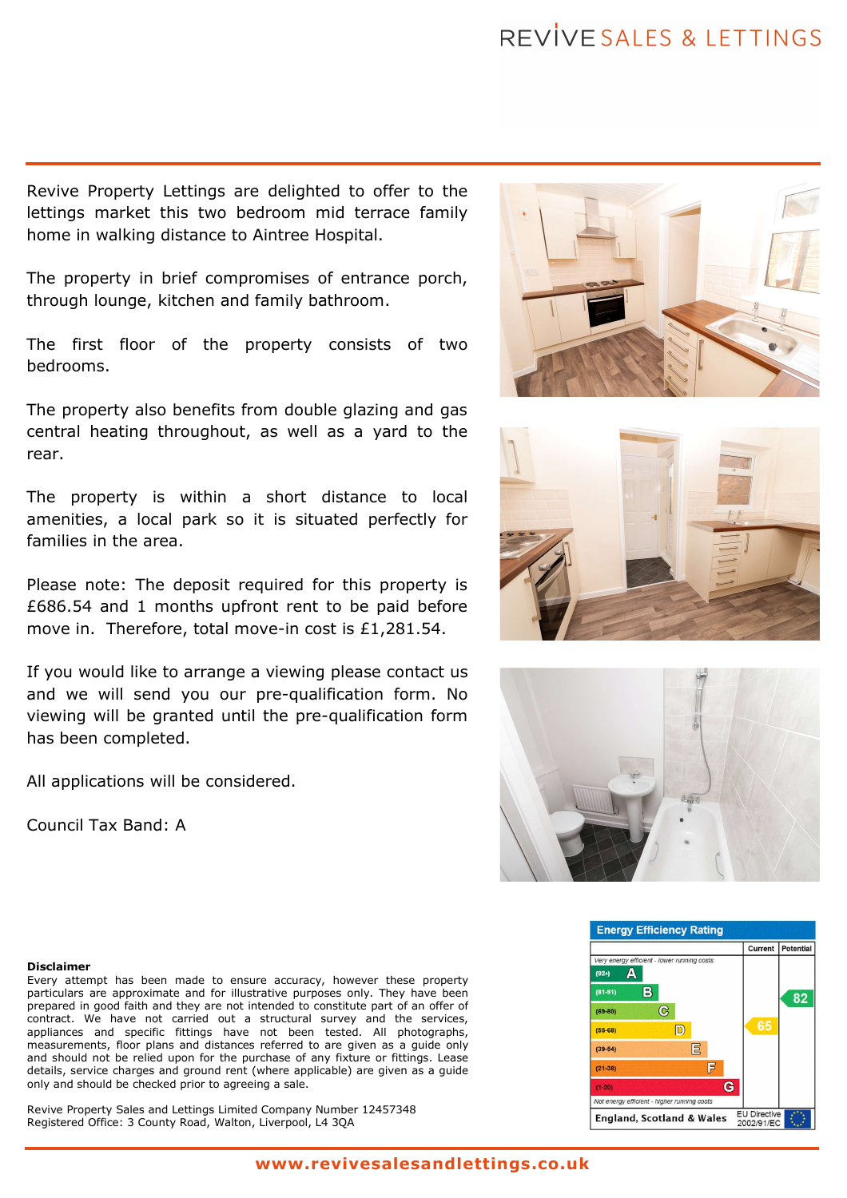Revive Property Lettings are delighted to offer to the lettings market this two bedroom mid terrace family home in walking distance to Aintree Hospital.

The property in brief compromises of entrance porch, through lounge, kitchen and family bathroom.

The first floor of the property consists of two bedrooms.

The property also benefits from double glazing and gas central heating throughout, as well as a yard to the rear.

The property is within a short distance to local amenities, a local park so it is situated perfectly for families in the area.

Please note: The deposit required for this property is £686.54 and 1 months upfront rent to be paid before move in. Therefore, total move-in cost is £1,281.54.

If you would like to arrange a viewing please contact us and we will send you our pre-qualification form. No viewing will be granted until the pre-qualification form has been completed.

All applications will be considered.

Council Tax Band: A

**Disclaimer**
Every attempt has been made to ensure accuracy, however these property particulars are approximate and for illustrative purposes only. They have been prepared in good faith and they are not intended to constitute part of an offer of contract. We have not carried out a structural survey and the services, appliances and specific fittings have not been tested. All photographs, measurements, floor plans and distances referred to are given as a guide only and should not be relied upon for the purchase of any fixture or fittings. Lease details, service charges and ground rent (where applicable) are given as a guide only and should be checked prior to agreeing a sale.

Revive Property Sales and Lettings Limited Company Number 12457348
Registered Office: 3 County Road, Walton, Liverpool, L4 3QA

Energy Efficiency Rating

Current | Potential

Very energy efficient - lower running costs

(92+) A

(81-91) B

(69-80) C

(55-68) D

(39-54) E

(21-38) F

(1-20) G

Not energy efficient - higher running costs

Current: 65

Potential: 82

England, Scotland & Wales

EU Directive 2002/91/EC

www.revivesalesandlettings.co.uk